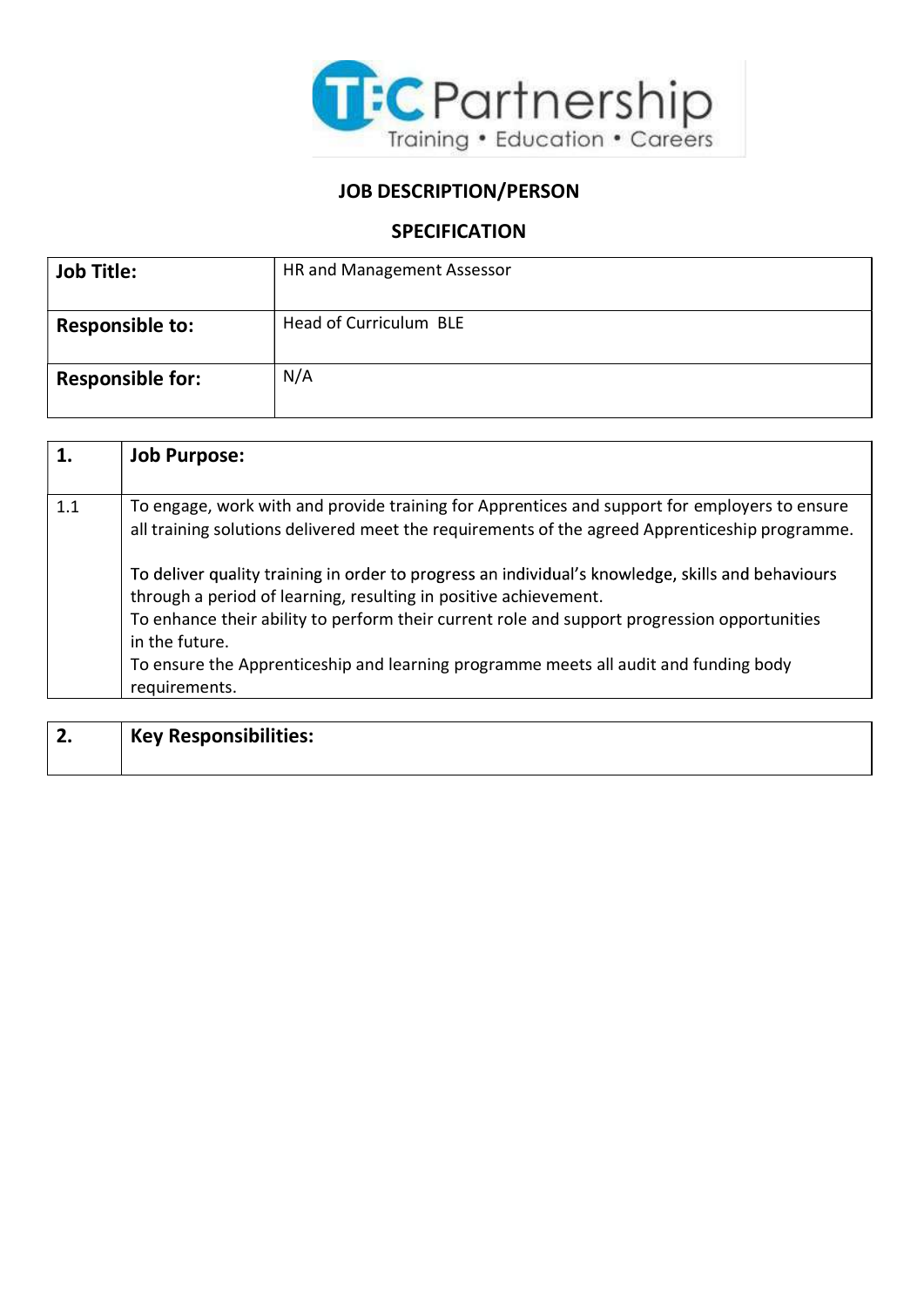TEC Partnership
Training • Education • Careers

# JOB DESCRIPTION/PERSON SPECIFICATION

| **Job Title:** | HR and Management Assessor |
|---|---|
| **Responsible to:** | Head of Curriculum BLE |
| **Responsible for:** | N/A |

| **1.** | **Job Purpose:** |
|---|---|
| 1.1 | To engage, work with and provide training for Apprentices and support for employers to ensure all training solutions delivered meet the requirements of the agreed Apprenticeship programme.<br><br>To deliver quality training in order to progress an individual's knowledge, skills and behaviours through a period of learning, resulting in positive achievement.<br>To enhance their ability to perform their current role and support progression opportunities in the future.<br>To ensure the Apprenticeship and learning programme meets all audit and funding body requirements. |

| **2.** | **Key Responsibilities:** |
|---|---|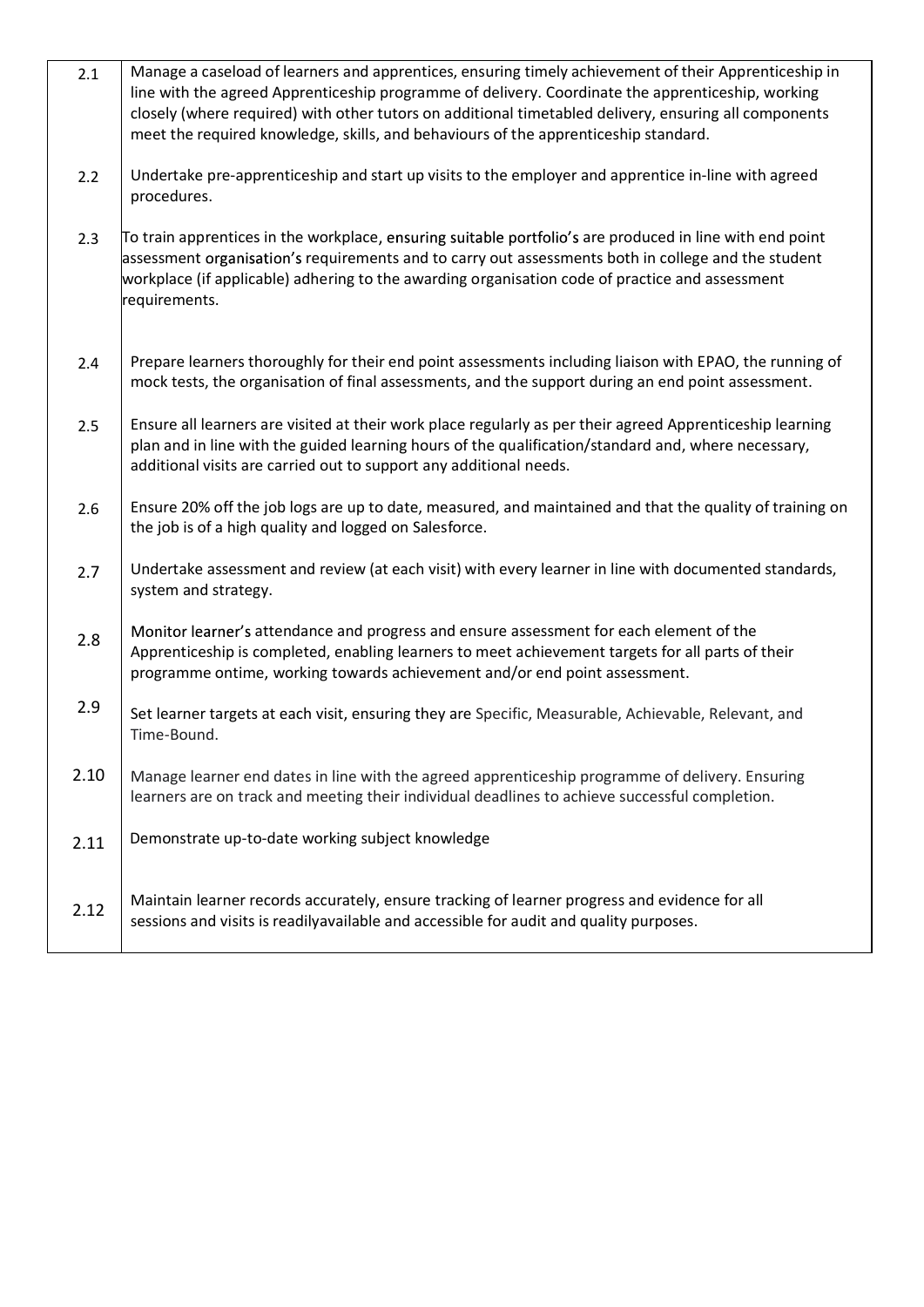| | |
|---|---|
| 2.1 | Manage a caseload of learners and apprentices, ensuring timely achievement of their Apprenticeship in line with the agreed Apprenticeship programme of delivery. Coordinate the apprenticeship, working closely (where required) with other tutors on additional timetabled delivery, ensuring all components meet the required knowledge, skills, and behaviours of the apprenticeship standard. |
| 2.2 | Undertake pre-apprenticeship and start up visits to the employer and apprentice in-line with agreed procedures. |
| 2.3 | To train apprentices in the workplace, ensuring suitable portfolio's are produced in line with end point assessment organisation's requirements and to carry out assessments both in college and the student workplace (if applicable) adhering to the awarding organisation code of practice and assessment requirements. |
| 2.4 | Prepare learners thoroughly for their end point assessments including liaison with EPAO, the running of mock tests, the organisation of final assessments, and the support during an end point assessment. |
| 2.5 | Ensure all learners are visited at their work place regularly as per their agreed Apprenticeship learning plan and in line with the guided learning hours of the qualification/standard and, where necessary, additional visits are carried out to support any additional needs. |
| 2.6 | Ensure 20% off the job logs are up to date, measured, and maintained and that the quality of training on the job is of a high quality and logged on Salesforce. |
| 2.7 | Undertake assessment and review (at each visit) with every learner in line with documented standards, system and strategy. |
| 2.8 | Monitor learner's attendance and progress and ensure assessment for each element of the Apprenticeship is completed, enabling learners to meet achievement targets for all parts of their programme ontime, working towards achievement and/or end point assessment. |
| 2.9 | Set learner targets at each visit, ensuring they are Specific, Measurable, Achievable, Relevant, and Time-Bound. |
| 2.10 | Manage learner end dates in line with the agreed apprenticeship programme of delivery. Ensuring learners are on track and meeting their individual deadlines to achieve successful completion. |
| 2.11 | Demonstrate up-to-date working subject knowledge |
| 2.12 | Maintain learner records accurately, ensure tracking of learner progress and evidence for all sessions and visits is readilyavailable and accessible for audit and quality purposes. |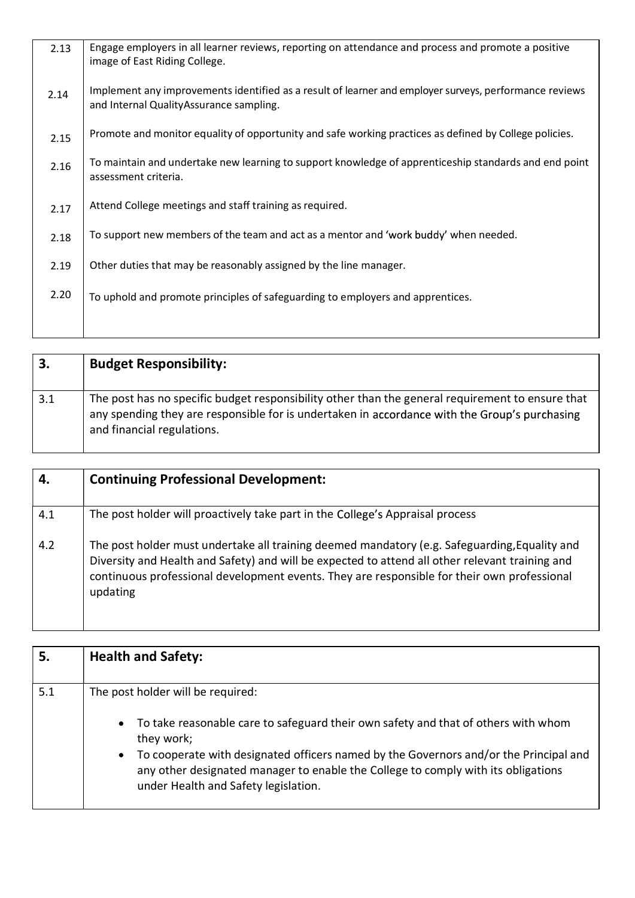| | |
|---|---|
| 2.13 | Engage employers in all learner reviews, reporting on attendance and process and promote a positive image of East Riding College. |
| 2.14 | Implement any improvements identified as a result of learner and employer surveys, performance reviews and Internal QualityAssurance sampling. |
| 2.15 | Promote and monitor equality of opportunity and safe working practices as defined by College policies. |
| 2.16 | To maintain and undertake new learning to support knowledge of apprenticeship standards and end point assessment criteria. |
| 2.17 | Attend College meetings and staff training as required. |
| 2.18 | To support new members of the team and act as a mentor and 'work buddy' when needed. |
| 2.19 | Other duties that may be reasonably assigned by the line manager. |
| 2.20 | To uphold and promote principles of safeguarding to employers and apprentices. |

| 3. | Budget Responsibility: |
|---|---|
| 3.1 | The post has no specific budget responsibility other than the general requirement to ensure that any spending they are responsible for is undertaken in accordance with the Group's purchasing and financial regulations. |

| 4. | Continuing Professional Development: |
|---|---|
| 4.1 | The post holder will proactively take part in the College's Appraisal process |
| 4.2 | The post holder must undertake all training deemed mandatory (e.g. Safeguarding,Equality and Diversity and Health and Safety) and will be expected to attend all other relevant training and continuous professional development events. They are responsible for their own professional updating |

| 5. | Health and Safety: |
|---|---|
| 5.1 | The post holder will be required:<br>• To take reasonable care to safeguard their own safety and that of others with whom they work;<br>• To cooperate with designated officers named by the Governors and/or the Principal and any other designated manager to enable the College to comply with its obligations under Health and Safety legislation. |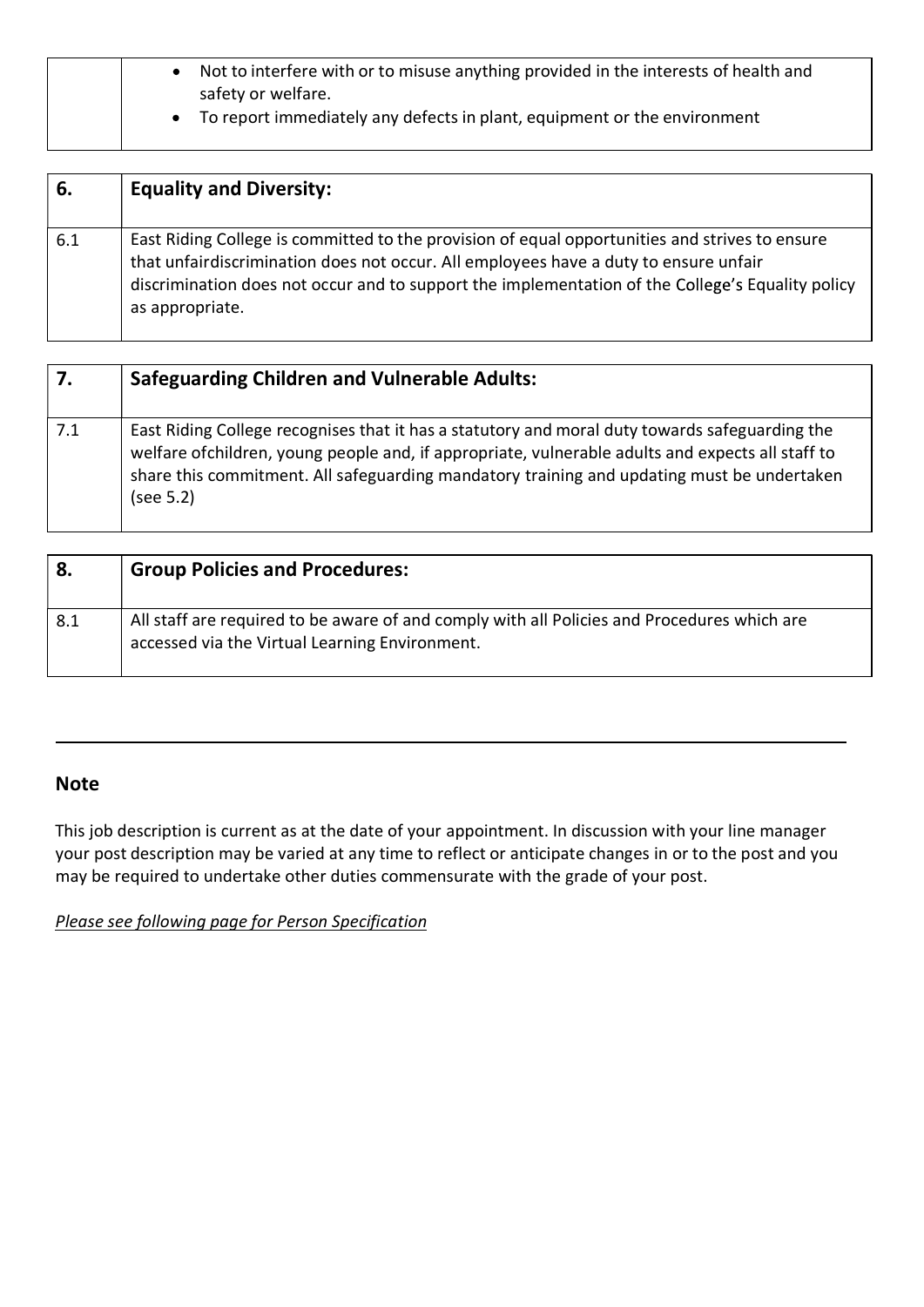| | • Not to interfere with or to misuse anything provided in the interests of health and safety or welfare.<br>• To report immediately any defects in plant, equipment or the environment |
|---|---|

| 6. | **Equality and Diversity:** |
|---|---|
| 6.1 | East Riding College is committed to the provision of equal opportunities and strives to ensure that unfairdiscrimination does not occur. All employees have a duty to ensure unfair discrimination does not occur and to support the implementation of the College's Equality policy as appropriate. |

| 7. | **Safeguarding Children and Vulnerable Adults:** |
|---|---|
| 7.1 | East Riding College recognises that it has a statutory and moral duty towards safeguarding the welfare ofchildren, young people and, if appropriate, vulnerable adults and expects all staff to share this commitment. All safeguarding mandatory training and updating must be undertaken (see 5.2) |

| 8. | **Group Policies and Procedures:** |
|---|---|
| 8.1 | All staff are required to be aware of and comply with all Policies and Procedures which are accessed via the Virtual Learning Environment. |

---

## Note

This job description is current as at the date of your appointment. In discussion with your line manager your post description may be varied at any time to reflect or anticipate changes in or to the post and you may be required to undertake other duties commensurate with the grade of your post.

*Please see following page for Person Specification*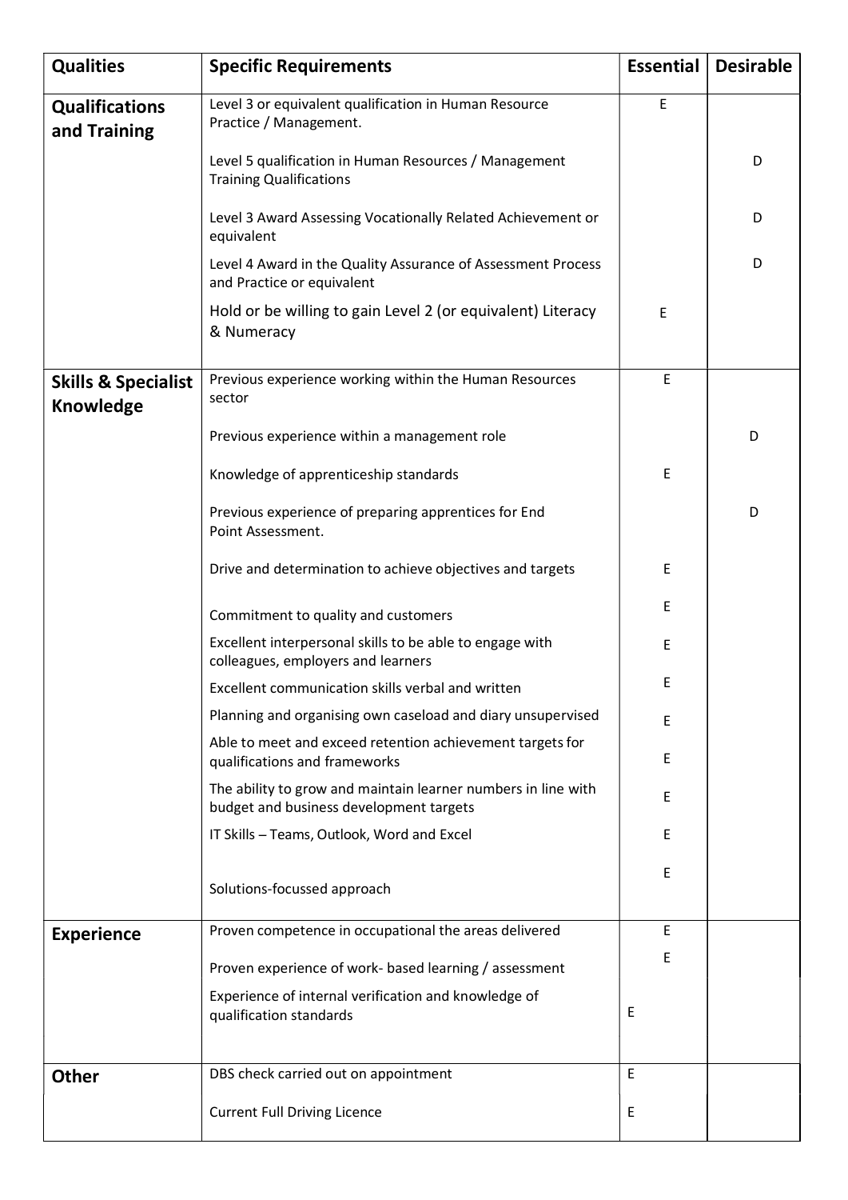| Qualities | Specific Requirements | Essential | Desirable |
|---|---|---|---|
| **Qualifications and Training** | Level 3 or equivalent qualification in Human Resource Practice / Management. | E | |
| | Level 5 qualification in Human Resources / Management Training Qualifications | | D |
| | Level 3 Award Assessing Vocationally Related Achievement or equivalent | | D |
| | Level 4 Award in the Quality Assurance of Assessment Process and Practice or equivalent | | D |
| | Hold or be willing to gain Level 2 (or equivalent) Literacy & Numeracy | E | |
| **Skills & Specialist Knowledge** | Previous experience working within the Human Resources sector | E | |
| | Previous experience within a management role | | D |
| | Knowledge of apprenticeship standards | E | |
| | Previous experience of preparing apprentices for End Point Assessment. | | D |
| | Drive and determination to achieve objectives and targets | E | |
| | Commitment to quality and customers | E | |
| | Excellent interpersonal skills to be able to engage with colleagues, employers and learners | E | |
| | Excellent communication skills verbal and written | E | |
| | Planning and organising own caseload and diary unsupervised | E | |
| | Able to meet and exceed retention achievement targets for qualifications and frameworks | E | |
| | The ability to grow and maintain learner numbers in line with budget and business development targets | E | |
| | IT Skills – Teams, Outlook, Word and Excel | E | |
| | Solutions-focussed approach | E | |
| **Experience** | Proven competence in occupational the areas delivered | E | |
| | Proven experience of work- based learning / assessment | E | |
| | Experience of internal verification and knowledge of qualification standards | E | |
| **Other** | DBS check carried out on appointment | E | |
| | Current Full Driving Licence | E | |